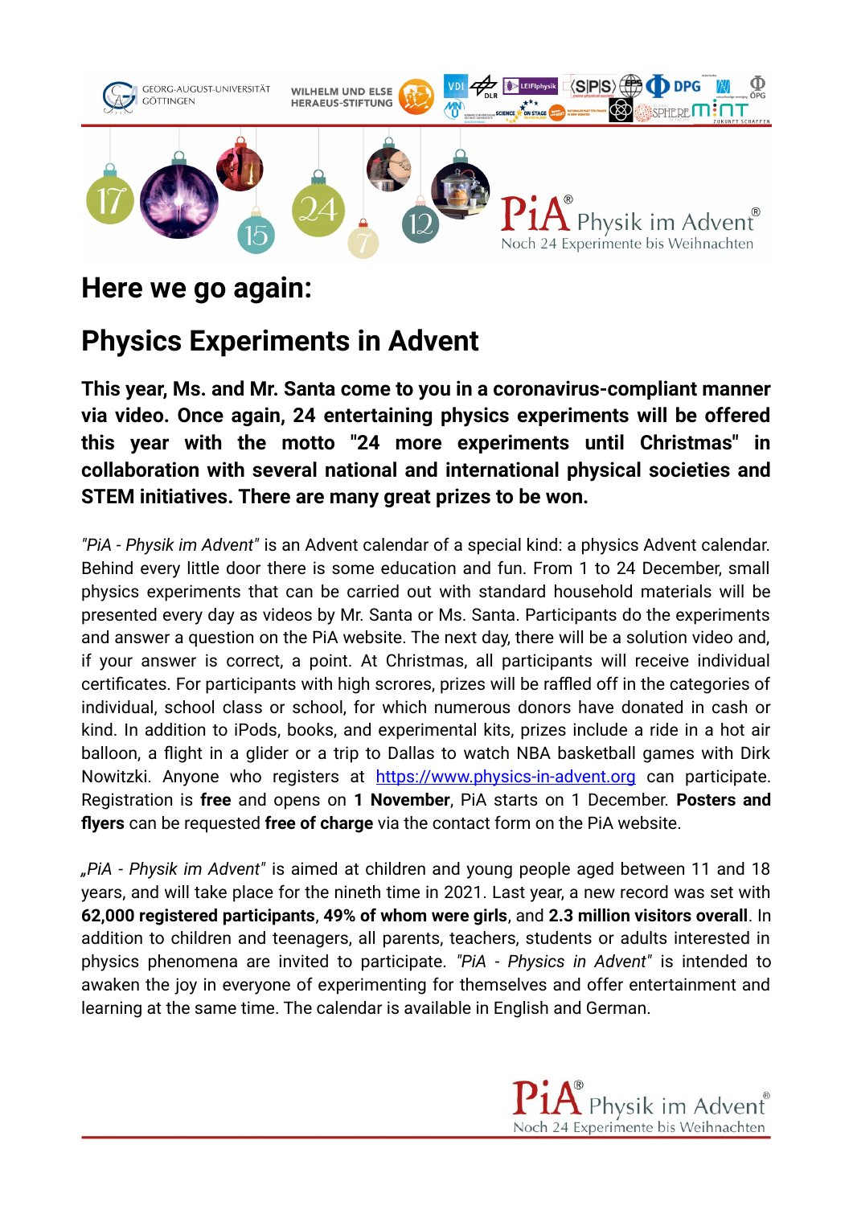# Here we go again:

# Physics Experiments in Advent

**This year, Ms. and Mr. Santa come to you in a coronavirus-compliant manner via video. Once again, 24 entertaining physics experiments will be offered this year with the motto "24 more experiments until Christmas" in collaboration with several national and international physical societies and STEM initiatives. There are many great prizes to be won.**

*"PiA - Physik im Advent"* is an Advent calendar of a special kind: a physics Advent calendar. Behind every little door there is some education and fun. From 1 to 24 December, small physics experiments that can be carried out with standard household materials will be presented every day as videos by Mr. Santa or Ms. Santa. Participants do the experiments and answer a question on the PiA website. The next day, there will be a solution video and, if your answer is correct, a point. At Christmas, all participants will receive individual certificates. For participants with high screes, prizes will be raffled off in the categories of individual, school class or school, for which numerous donors have donated in cash or kind. In addition to iPods, books, and experimental kits, prizes include a ride in a hot air balloon, a flight in a glider or a trip to Dallas to watch NBA basketball games with Dirk Nowitzki. Anyone who registers at https://www.physics-in-advent.org can participate. Registration is **free** and opens on **1 November**, PiA starts on 1 December. **Posters and flyers** can be requested **free of charge** via the contact form on the PiA website.

*„PiA - Physik im Advent"* is aimed at children and young people aged between 11 and 18 years, and will take place for the nineth time in 2021. Last year, a new record was set with **62,000 registered participants**, **49% of whom were girls**, and **2.3 million visitors overall**. In addition to children and teenagers, all parents, teachers, students or adults interested in physics phenomena are invited to participate. *"PiA - Physics in Advent"* is intended to awaken the joy in everyone of experimenting for themselves and offer entertainment and learning at the same time. The calendar is available in English and German.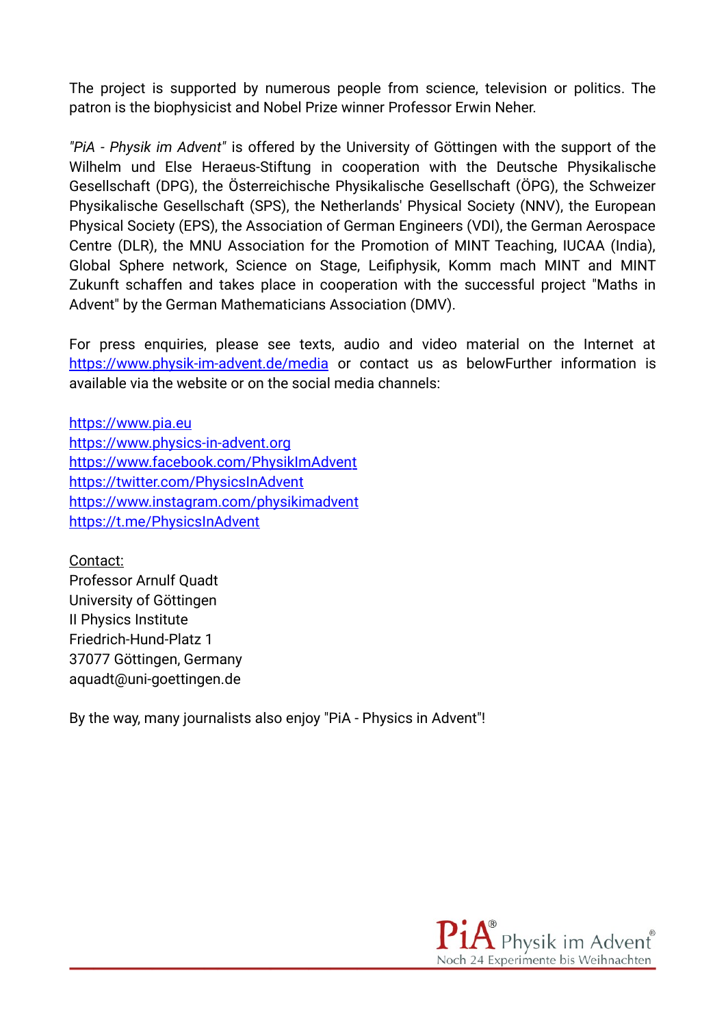The project is supported by numerous people from science, television or politics. The patron is the biophysicist and Nobel Prize winner Professor Erwin Neher.

*"PiA - Physik im Advent"* is offered by the University of Göttingen with the support of the Wilhelm und Else Heraeus-Stiftung in cooperation with the Deutsche Physikalische Gesellschaft (DPG), the Österreichische Physikalische Gesellschaft (ÖPG), the Schweizer Physikalische Gesellschaft (SPS), the Netherlands' Physical Society (NNV), the European Physical Society (EPS), the Association of German Engineers (VDI), the German Aerospace Centre (DLR), the MNU Association for the Promotion of MINT Teaching, IUCAA (India), Global Sphere network, Science on Stage, Leifiphysik, Komm mach MINT and MINT Zukunft schaffen and takes place in cooperation with the successful project "Maths in Advent" by the German Mathematicians Association (DMV).

For press enquiries, please see texts, audio and video material on the Internet at https://www.physik-im-advent.de/media or contact us as belowFurther information is available via the website or on the social media channels:

https://www.pia.eu
https://www.physics-in-advent.org
https://www.facebook.com/PhysikImAdvent
https://twitter.com/PhysicsInAdvent
https://www.instagram.com/physikimadvent
https://t.me/PhysicsInAdvent

Contact:
Professor Arnulf Quadt
University of Göttingen
II Physics Institute
Friedrich-Hund-Platz 1
37077 Göttingen, Germany
aquadt@uni-goettingen.de

By the way, many journalists also enjoy "PiA - Physics in Advent"!